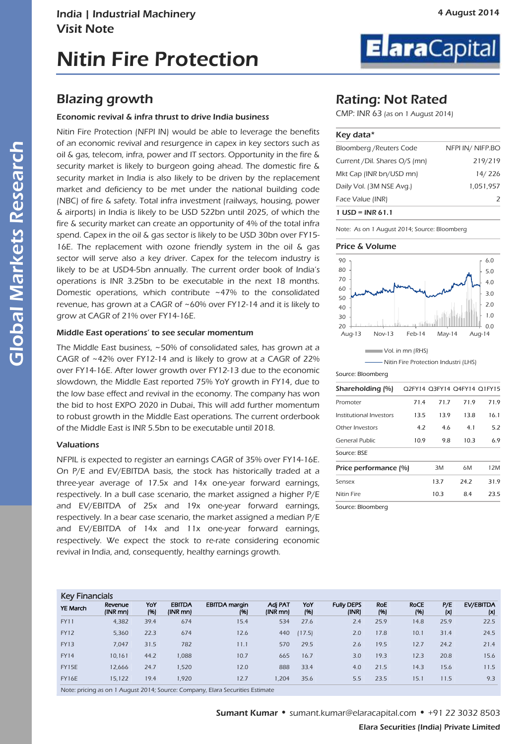India | Industrial Machinery
Visit Note

4 August 2014

# Nitin Fire Protection

## Blazing growth

### Economic revival & infra thrust to drive India business

Nitin Fire Protection (NFPI IN) would be able to leverage the benefits of an economic revival and resurgence in capex in key sectors such as oil & gas, telecom, infra, power and IT sectors. Opportunity in the fire & security market is likely to burgeon going ahead. The domestic fire & security market in India is also likely to be driven by the replacement market and deficiency to be met under the national building code (NBC) of fire & safety. Total infra investment (railways, housing, power & airports) in India is likely to be USD 522bn until 2025, of which the fire & security market can create an opportunity of 4% of the total infra spend. Capex in the oil & gas sector is likely to be USD 30bn over FY15-16E. The replacement with ozone friendly system in the oil & gas sector will serve also a key driver. Capex for the telecom industry is likely to be at USD4-5bn annually. The current order book of India's operations is INR 3.25bn to be executable in the next 18 months. Domestic operations, which contribute ~47% to the consolidated revenue, has grown at a CAGR of ~60% over FY12-14 and it is likely to grow at CAGR of 21% over FY14-16E.

### Middle East operations' to see secular momentum

The Middle East business, ~50% of consolidated sales, has grown at a CAGR of ~42% over FY12-14 and is likely to grow at a CAGR of 22% over FY14-16E. After lower growth over FY12-13 due to the economic slowdown, the Middle East reported 75% YoY growth in FY14, due to the low base effect and revival in the economy. The company has won the bid to host EXPO 2020 in Dubai. This will add further momentum to robust growth in the Middle East operations. The current orderbook of the Middle East is INR 5.5bn to be executable until 2018.

### Valuations

NFPIL is expected to register an earnings CAGR of 35% over FY14-16E. On P/E and EV/EBITDA basis, the stock has historically traded at a three-year average of 17.5x and 14x one-year forward earnings, respectively. In a bull case scenario, the market assigned a higher P/E and EV/EBITDA of 25x and 19x one-year forward earnings, respectively. In a bear case scenario, the market assigned a median P/E and EV/EBITDA of 14x and 11x one-year forward earnings, respectively. We expect the stock to re-rate considering economic revival in India, and, consequently, healthy earnings growth.

## Rating: Not Rated

CMP: INR 63 (as on 1 August 2014)

| Key data* | |
|---|---|
| Bloomberg /Reuters Code | NFPI IN/ NIFP.BO |
| Current /Dil. Shares O/S (mn) | 219/219 |
| Mkt Cap (INR bn/USD mn) | 14/ 226 |
| Daily Vol. (3M NSE Avg.) | 1,051,957 |
| Face Value (INR) | 2 |
| **1 USD = INR 61.1** | |

Note: As on 1 August 2014; Source: Bloomberg

**Price & Volume**

Vol. in mn (RHS)
Nitin Fire Protection Industri (LHS)

Source: Bloomberg

| Shareholding (%) | Q2FY14 | Q3FY14 | Q4FY14 | Q1FY15 |
|---|---|---|---|---|
| Promoter | 71.4 | 71.7 | 71.9 | 71.9 |
| Institutional Investors | 13.5 | 13.9 | 13.8 | 16.1 |
| Other Investors | 4.2 | 4.6 | 4.1 | 5.2 |
| General Public | 10.9 | 9.8 | 10.3 | 6.9 |

Source: BSE

| Price performance (%) | 3M | 6M | 12M |
|---|---|---|---|
| Sensex | 13.7 | 24.2 | 31.9 |
| Nitin Fire | 10.3 | 8.4 | 23.5 |

Source: Bloomberg

**Key Financials**

| YE March | Revenue (INR mn) | YoY (%) | EBITDA (INR mn) | EBITDA margin (%) | Adj PAT (INR mn) | YoY (%) | Fully DEPS (INR) | RoE (%) | RoCE (%) | P/E (x) | EV/EBITDA (x) |
|---|---|---|---|---|---|---|---|---|---|---|---|
| FY11 | 4,382 | 39.4 | 674 | 15.4 | 534 | 27.6 | 2.4 | 25.9 | 14.8 | 25.9 | 22.5 |
| FY12 | 5,360 | 22.3 | 674 | 12.6 | 440 | (17.5) | 2.0 | 17.8 | 10.1 | 31.4 | 24.5 |
| FY13 | 7,047 | 31.5 | 782 | 11.1 | 570 | 29.5 | 2.6 | 19.5 | 12.7 | 24.2 | 21.4 |
| FY14 | 10,161 | 44.2 | 1,088 | 10.7 | 665 | 16.7 | 3.0 | 19.3 | 12.3 | 20.8 | 15.6 |
| FY15E | 12,666 | 24.7 | 1,520 | 12.0 | 888 | 33.4 | 4.0 | 21.5 | 14.3 | 15.6 | 11.5 |
| FY16E | 15,122 | 19.4 | 1,920 | 12.7 | 1,204 | 35.6 | 5.5 | 23.5 | 15.1 | 11.5 | 9.3 |

Note: pricing as on 1 August 2014; Source: Company, Elara Securities Estimate

**Sumant Kumar** • sumant.kumar@elaracapital.com • +91 22 3032 8503

**Elara Securities (India) Private Limited**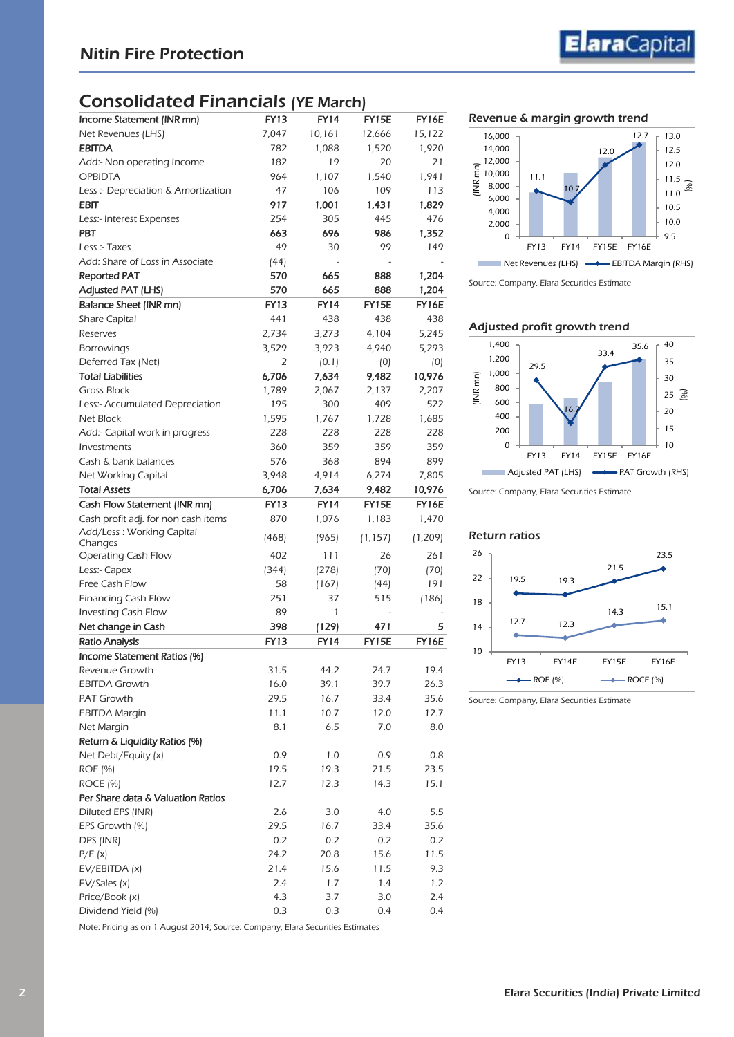## Consolidated Financials (YE March)

| Income Statement (INR mn) | FY13 | FY14 | FY15E | FY16E |
|---|---|---|---|---|
| Net Revenues (LHS) | 7,047 | 10,161 | 12,666 | 15,122 |
| **EBITDA** | 782 | 1,088 | 1,520 | 1,920 |
| Add:- Non operating Income | 182 | 19 | 20 | 21 |
| OPBIDTA | 964 | 1,107 | 1,540 | 1,941 |
| Less :- Depreciation & Amortization | 47 | 106 | 109 | 113 |
| **EBIT** | **917** | **1,001** | **1,431** | **1,829** |
| Less:- Interest Expenses | 254 | 305 | 445 | 476 |
| **PBT** | **663** | **696** | **986** | **1,352** |
| Less :- Taxes | 49 | 30 | 99 | 149 |
| Add: Share of Loss in Associate | (44) | - | - | - |
| **Reported PAT** | **570** | **665** | **888** | **1,204** |
| **Adjusted PAT (LHS)** | **570** | **665** | **888** | **1,204** |
| **Balance Sheet (INR mn)** | **FY13** | **FY14** | **FY15E** | **FY16E** |
| Share Capital | 441 | 438 | 438 | 438 |
| Reserves | 2,734 | 3,273 | 4,104 | 5,245 |
| Borrowings | 3,529 | 3,923 | 4,940 | 5,293 |
| Deferred Tax (Net) | 2 | (0.1) | (0) | (0) |
| **Total Liabilities** | **6,706** | **7,634** | **9,482** | **10,976** |
| Gross Block | 1,789 | 2,067 | 2,137 | 2,207 |
| Less:- Accumulated Depreciation | 195 | 300 | 409 | 522 |
| Net Block | 1,595 | 1,767 | 1,728 | 1,685 |
| Add:- Capital work in progress | 228 | 228 | 228 | 228 |
| Investments | 360 | 359 | 359 | 359 |
| Cash & bank balances | 576 | 368 | 894 | 899 |
| Net Working Capital | 3,948 | 4,914 | 6,274 | 7,805 |
| **Total Assets** | **6,706** | **7,634** | **9,482** | **10,976** |
| **Cash Flow Statement (INR mn)** | **FY13** | **FY14** | **FY15E** | **FY16E** |
| Cash profit adj. for non cash items | 870 | 1,076 | 1,183 | 1,470 |
| Add/Less : Working Capital Changes | (468) | (965) | (1,157) | (1,209) |
| Operating Cash Flow | 402 | 111 | 26 | 261 |
| Less:- Capex | (344) | (278) | (70) | (70) |
| Free Cash Flow | 58 | (167) | (44) | 191 |
| Financing Cash Flow | 251 | 37 | 515 | (186) |
| Investing Cash Flow | 89 | 1 | - | - |
| **Net change in Cash** | **398** | **(129)** | **471** | **5** |
| **Ratio Analysis** | **FY13** | **FY14** | **FY15E** | **FY16E** |
| **Income Statement Ratios (%)** | | | | |
| Revenue Growth | 31.5 | 44.2 | 24.7 | 19.4 |
| EBITDA Growth | 16.0 | 39.1 | 39.7 | 26.3 |
| PAT Growth | 29.5 | 16.7 | 33.4 | 35.6 |
| EBITDA Margin | 11.1 | 10.7 | 12.0 | 12.7 |
| Net Margin | 8.1 | 6.5 | 7.0 | 8.0 |
| **Return & Liquidity Ratios (%)** | | | | |
| Net Debt/Equity (x) | 0.9 | 1.0 | 0.9 | 0.8 |
| ROE (%) | 19.5 | 19.3 | 21.5 | 23.5 |
| ROCE (%) | 12.7 | 12.3 | 14.3 | 15.1 |
| **Per Share data & Valuation Ratios** | | | | |
| Diluted EPS (INR) | 2.6 | 3.0 | 4.0 | 5.5 |
| EPS Growth (%) | 29.5 | 16.7 | 33.4 | 35.6 |
| DPS (INR) | 0.2 | 0.2 | 0.2 | 0.2 |
| P/E (x) | 24.2 | 20.8 | 15.6 | 11.5 |
| EV/EBITDA (x) | 21.4 | 15.6 | 11.5 | 9.3 |
| EV/Sales (x) | 2.4 | 1.7 | 1.4 | 1.2 |
| Price/Book (x) | 4.3 | 3.7 | 3.0 | 2.4 |
| Dividend Yield (%) | 0.3 | 0.3 | 0.4 | 0.4 |

Note: Pricing as on 1 August 2014; Source: Company, Elara Securities Estimates

### Revenue & margin growth trend

| | FY13 | FY14 | FY15E | FY16E |
|---|---|---|---|---|
| Net Revenues (LHS) (INR mn) | 7,047 | 10,161 | 12,666 | 15,122 |
| EBITDA Margin (RHS) (%) | 11.1 | 10.7 | 12.0 | 12.7 |

Source: Company, Elara Securities Estimate

### Adjusted profit growth trend

| | FY13 | FY14 | FY15E | FY16E |
|---|---|---|---|---|
| Adjusted PAT (LHS) (INR mn) | 570 | 665 | 888 | 1,204 |
| PAT Growth (RHS) (%) | 29.5 | 16.7 | 33.4 | 35.6 |

Source: Company, Elara Securities Estimate

### Return ratios

| | FY13 | FY14E | FY15E | FY16E |
|---|---|---|---|---|
| ROE (%) | 19.5 | 19.3 | 21.5 | 23.5 |
| ROCE (%) | 12.7 | 12.3 | 14.3 | 15.1 |

Source: Company, Elara Securities Estimate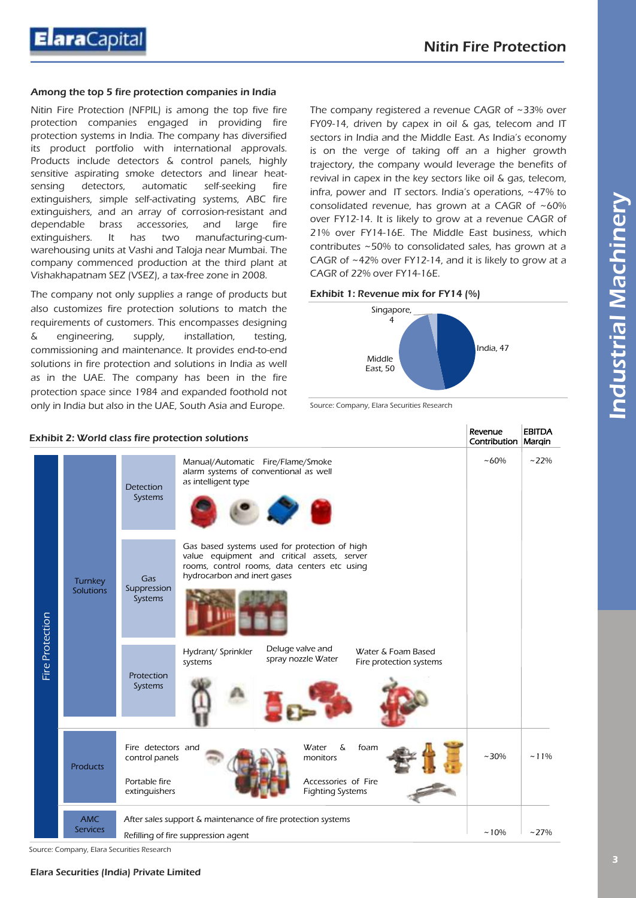## Among the top 5 fire protection companies in India

Nitin Fire Protection (NFPIL) is among the top five fire protection companies engaged in providing fire protection systems in India. The company has diversified its product portfolio with international approvals. Products include detectors & control panels, highly sensitive aspirating smoke detectors and linear heat-sensing detectors, automatic self-seeking fire extinguishers, simple self-activating systems, ABC fire extinguishers, and an array of corrosion-resistant and dependable brass accessories, and large fire extinguishers. It has two manufacturing-cum-warehousing units at Vashi and Taloja near Mumbai. The company commenced production at the third plant at Vishakhapatnam SEZ (VSEZ), a tax-free zone in 2008.

The company not only supplies a range of products but also customizes fire protection solutions to match the requirements of customers. This encompasses designing & engineering, supply, installation, testing, commissioning and maintenance. It provides end-to-end solutions in fire protection and solutions in India as well as in the UAE. The company has been in the fire protection space since 1984 and expanded foothold not only in India but also in the UAE, South Asia and Europe.

The company registered a revenue CAGR of ~33% over FY09-14, driven by capex in oil & gas, telecom and IT sectors in India and the Middle East. As India's economy is on the verge of taking off an a higher growth trajectory, the company would leverage the benefits of revival in capex in the key sectors like oil & gas, telecom, infra, power and IT sectors. India's operations, ~47% to consolidated revenue, has grown at a CAGR of ~60% over FY12-14. It is likely to grow at a revenue CAGR of 21% over FY14-16E. The Middle East business, which contributes ~50% to consolidated sales, has grown at a CAGR of ~42% over FY12-14, and it is likely to grow at a CAGR of 22% over FY14-16E.

### Exhibit 1: Revenue mix for FY14 (%)

| Region | % |
|---|---|
| India | 47 |
| Middle East | 50 |
| Singapore | 4 |

Source: Company, Elara Securities Research

### Exhibit 2: World class fire protection solutions

| Segment | Category | Sub-category | Description | Revenue Contribution | EBITDA Margin |
|---|---|---|---|---|---|
| Fire Protection | Turnkey Solutions | Detection Systems | Manual/Automatic Fire/Flame/Smoke alarm systems of conventional as well as intelligent type | ~60% | ~22% |
| | | Gas Suppression Systems | Gas based systems used for protection of high value equipment and critical assets, server rooms, control rooms, data centers etc using hydrocarbon and inert gases | | |
| | | Protection Systems | Hydrant/ Sprinkler systems; Deluge valve and spray nozzle Water; Water & Foam Based Fire protection systems | | |
| | Products | | Fire detectors and control panels; Portable fire extinguishers; Water & foam monitors; Accessories of Fire Fighting Systems | ~30% | ~11% |
| | AMC Services | | After sales support & maintenance of fire protection systems; Refilling of fire suppression agent | ~10% | ~27% |

Source: Company, Elara Securities Research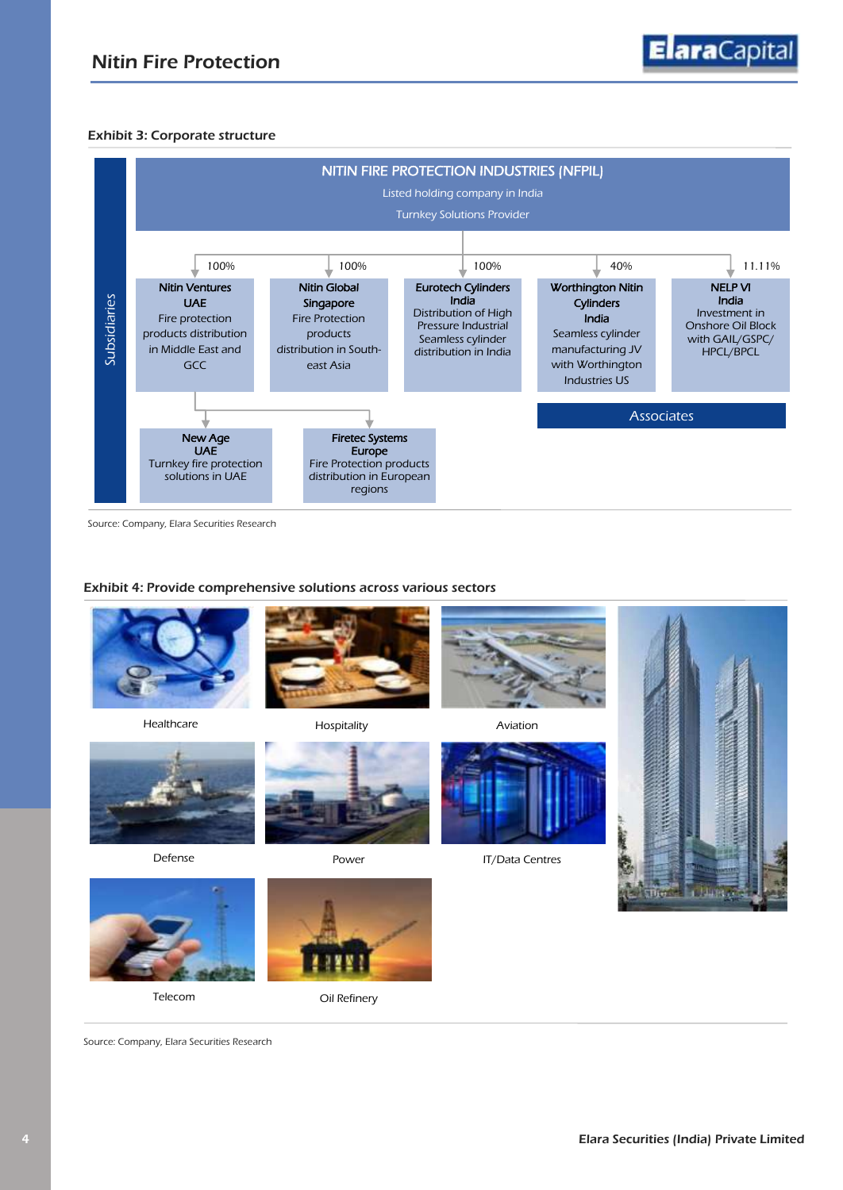**Exhibit 3: Corporate structure**

**NITIN FIRE PROTECTION INDUSTRIES (NFPIL)**
Listed holding company in India
Turnkey Solutions Provider

Subsidiaries

| Entity | Holding | Description |
|---|---|---|
| **Nitin Ventures UAE** | 100% | Fire protection products distribution in Middle East and GCC |
| **Nitin Global Singapore** | 100% | Fire Protection products distribution in South-east Asia |
| **Eurotech Cylinders India** | 100% | Distribution of High Pressure Industrial Seamless cylinder distribution in India |
| **Worthington Nitin Cylinders India** | 40% | Seamless cylinder manufacturing JV with Worthington Industries US |
| **NELP VI India** | 11.11% | Investment in Onshore Oil Block with GAIL/GSPC/ HPCL/BPCL |

Under Nitin Ventures UAE:

- **New Age UAE** – Turnkey fire protection solutions in UAE
- **Firetec Systems Europe** – Fire Protection products distribution in European regions

Associates: Worthington Nitin Cylinders India, NELP VI India

Source: Company, Elara Securities Research

**Exhibit 4: Provide comprehensive solutions across various sectors**

Healthcare | Hospitality | Aviation | Defense | Power | IT/Data Centres | Telecom | Oil Refinery

Source: Company, Elara Securities Research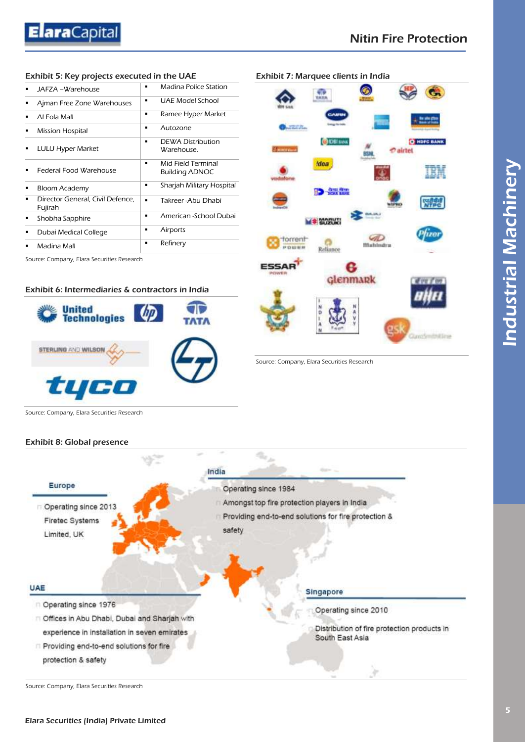### Exhibit 5: Key projects executed in the UAE

| | |
|---|---|
| ▪ JAFZA –Warehouse | ▪ Madina Police Station |
| ▪ Ajman Free Zone Warehouses | ▪ UAE Model School |
| ▪ Al Fola Mall | ▪ Ramee Hyper Market |
| ▪ Mission Hospital | ▪ Autozone |
| ▪ LULU Hyper Market | ▪ DEWA Distribution Warehouse. |
| ▪ Federal Food Warehouse | ▪ Mid Field Terminal Building ADNOC |
| ▪ Bloom Academy | ▪ Sharjah Military Hospital |
| ▪ Director General, Civil Defence, Fujirah | ▪ Takreer -Abu Dhabi |
| ▪ Shobha Sapphire | ▪ American -School Dubai |
| ▪ Dubai Medical College | ▪ Airports |
| ▪ Madina Mall | ▪ Refinery |

Source: Company, Elara Securities Research

### Exhibit 6: Intermediaries & contractors in India

United Technologies, hp, TATA, Sterling and Wilson, L&T, tyco

Source: Company, Elara Securities Research

### Exhibit 7: Marquee clients in India

Source: Company, Elara Securities Research

### Exhibit 8: Global presence

**Europe**
- Operating since 2013
- Firetec Systems Limited, UK

**India**
- Operating since 1984
- Amongst top fire protection players in India
- Providing end-to-end solutions for fire protection & safety

**UAE**
- Operating since 1976
- Offices in Abu Dhabi, Dubai and Sharjah with experience in installation in seven emirates
- Providing end-to-end solutions for fire protection & safety

**Singapore**
- Operating since 2010
- Distribution of fire protection products in South East Asia

Source: Company, Elara Securities Research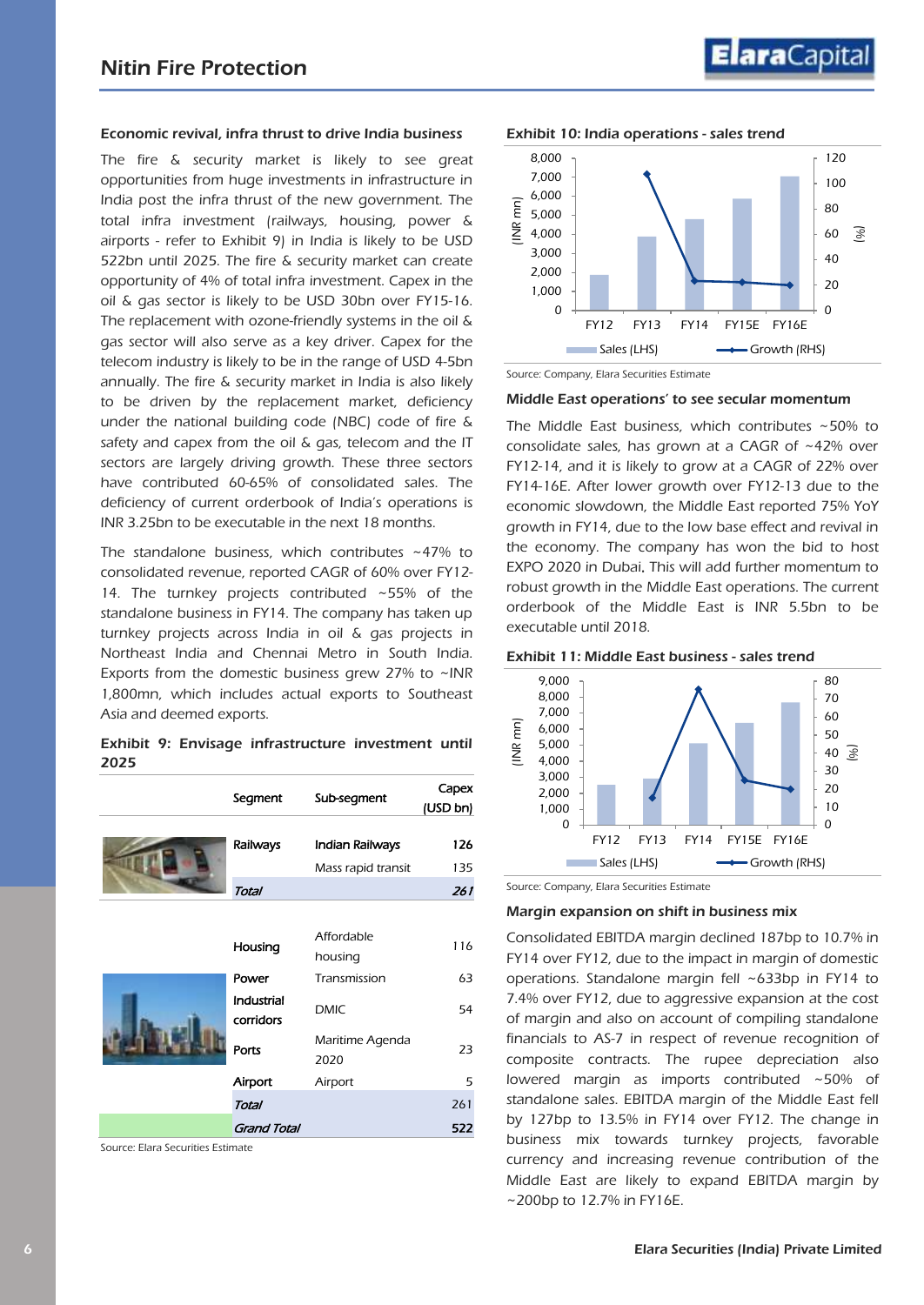## Economic revival, infra thrust to drive India business

The fire & security market is likely to see great opportunities from huge investments in infrastructure in India post the infra thrust of the new government. The total infra investment (railways, housing, power & airports - refer to Exhibit 9) in India is likely to be USD 522bn until 2025. The fire & security market can create opportunity of 4% of total infra investment. Capex in the oil & gas sector is likely to be USD 30bn over FY15-16. The replacement with ozone-friendly systems in the oil & gas sector will also serve as a key driver. Capex for the telecom industry is likely to be in the range of USD 4-5bn annually. The fire & security market in India is also likely to be driven by the replacement market, deficiency under the national building code (NBC) code of fire & safety and capex from the oil & gas, telecom and the IT sectors are largely driving growth. These three sectors have contributed 60-65% of consolidated sales. The deficiency of current orderbook of India's operations is INR 3.25bn to be executable in the next 18 months.

The standalone business, which contributes ~47% to consolidated revenue, reported CAGR of 60% over FY12-14. The turnkey projects contributed ~55% of the standalone business in FY14. The company has taken up turnkey projects across India in oil & gas projects in Northeast India and Chennai Metro in South India. Exports from the domestic business grew 27% to ~INR 1,800mn, which includes actual exports to Southeast Asia and deemed exports.

**Exhibit 9: Envisage infrastructure investment until 2025**

| Segment | Sub-segment | Capex (USD bn) |
|---|---|---|
| Railways | Indian Railways | 126 |
| | Mass rapid transit | 135 |
| *Total* | | *261* |
| Housing | Affordable housing | 116 |
| Power | Transmission | 63 |
| Industrial corridors | DMIC | 54 |
| Ports | Maritime Agenda 2020 | 23 |
| Airport | Airport | 5 |
| *Total* | | 261 |
| *Grand Total* | | 522 |

Source: Elara Securities Estimate

**Exhibit 10: India operations - sales trend**

Source: Company, Elara Securities Estimate

## Middle East operations' to see secular momentum

The Middle East business, which contributes ~50% to consolidate sales, has grown at a CAGR of ~42% over FY12-14, and it is likely to grow at a CAGR of 22% over FY14-16E. After lower growth over FY12-13 due to the economic slowdown, the Middle East reported 75% YoY growth in FY14, due to the low base effect and revival in the economy. The company has won the bid to host EXPO 2020 in Dubai. This will add further momentum to robust growth in the Middle East operations. The current orderbook of the Middle East is INR 5.5bn to be executable until 2018.

**Exhibit 11: Middle East business - sales trend**

Source: Company, Elara Securities Estimate

## Margin expansion on shift in business mix

Consolidated EBITDA margin declined 187bp to 10.7% in FY14 over FY12, due to the impact in margin of domestic operations. Standalone margin fell ~633bp in FY14 to 7.4% over FY12, due to aggressive expansion at the cost of margin and also on account of compiling standalone financials to AS-7 in respect of revenue recognition of composite contracts. The rupee depreciation also lowered margin as imports contributed ~50% of standalone sales. EBITDA margin of the Middle East fell by 127bp to 13.5% in FY14 over FY12. The change in business mix towards turnkey projects, favorable currency and increasing revenue contribution of the Middle East are likely to expand EBITDA margin by ~200bp to 12.7% in FY16E.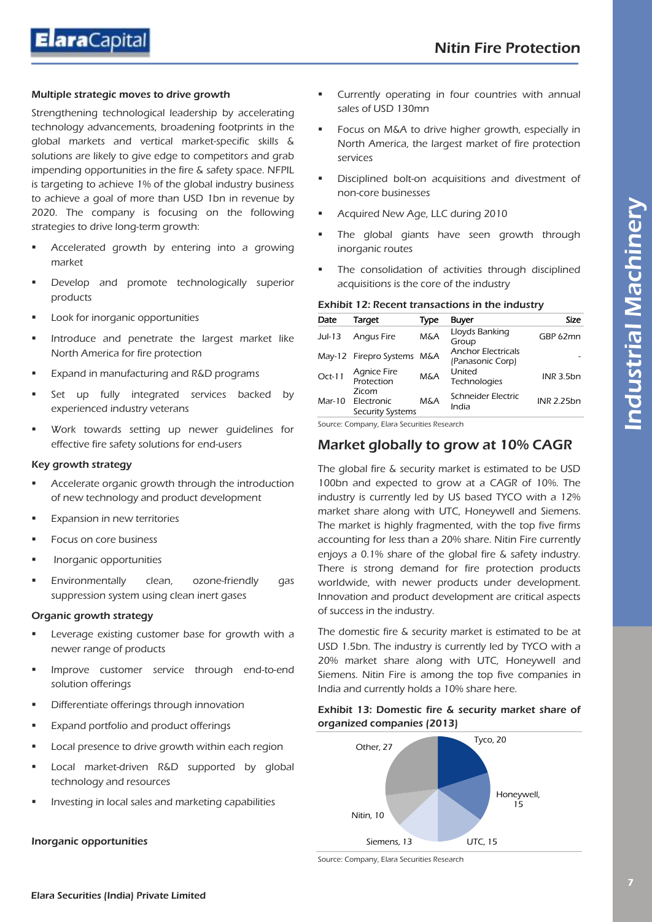#### *Multiple strategic moves to drive growth*

*Strengthening technological leadership by accelerating technology advancements, broadening footprints in the global markets and vertical market-specific skills & solutions are likely to give edge to competitors and grab impending opportunities in the fire & safety space. NFPIL is targeting to achieve 1% of the global industry business to achieve a goal of more than USD 1bn in revenue by 2020. The company is focusing on the following strategies to drive long-term growth:*

- *Accelerated growth by entering into a growing market*
- *Develop and promote technologically superior products*
- *Look for inorganic opportunities*
- *Introduce and penetrate the largest market like North America for fire protection*
- *Expand in manufacturing and R&D programs*
- *Set up fully integrated services backed by experienced industry veterans*
- *Work towards setting up newer guidelines for effective fire safety solutions for end-users*

#### *Key growth strategy*

- *Accelerate organic growth through the introduction of new technology and product development*
- *Expansion in new territories*
- *Focus on core business*
- *Inorganic opportunities*
- *Environmentally clean, ozone-friendly gas suppression system using clean inert gases*

#### *Organic growth strategy*

- *Leverage existing customer base for growth with a newer range of products*
- *Improve customer service through end-to-end solution offerings*
- *Differentiate offerings through innovation*
- *Expand portfolio and product offerings*
- *Local presence to drive growth within each region*
- *Local market-driven R&D supported by global technology and resources*
- *Investing in local sales and marketing capabilities*

#### *Inorganic opportunities*

- *Currently operating in four countries with annual sales of USD 130mn*
- *Focus on M&A to drive higher growth, especially in North America, the largest market of fire protection services*
- *Disciplined bolt-on acquisitions and divestment of non-core businesses*
- *Acquired New Age, LLC during 2010*
- *The global giants have seen growth through inorganic routes*
- *The consolidation of activities through disciplined acquisitions is the core of the industry*

**Exhibit 12: Recent transactions in the industry**

| Date | Target | Type | Buyer | Size |
|---|---|---|---|---|
| Jul-13 | Angus Fire | M&A | Lloyds Banking Group | GBP 62mn |
| May-12 | Firepro Systems | M&A | Anchor Electricals (Panasonic Corp) | - |
| Oct-11 | Agnice Fire Protection | M&A | United Technologies | INR 3.5bn |
| Mar-10 | Zicom Electronic Security Systems | M&A | Schneider Electric India | INR 2.25bn |

Source: Company, Elara Securities Research

## *Market globally to grow at 10% CAGR*

*The global fire & security market is estimated to be USD 100bn and expected to grow at a CAGR of 10%. The industry is currently led by US based TYCO with a 12% market share along with UTC, Honeywell and Siemens. The market is highly fragmented, with the top five firms accounting for less than a 20% share. Nitin Fire currently enjoys a 0.1% share of the global fire & safety industry. There is strong demand for fire protection products worldwide, with newer products under development. Innovation and product development are critical aspects of success in the industry.*

*The domestic fire & security market is estimated to be at USD 1.5bn. The industry is currently led by TYCO with a 20% market share along with UTC, Honeywell and Siemens. Nitin Fire is among the top five companies in India and currently holds a 10% share here.*

**Exhibit 13: Domestic fire & security market share of organized companies (2013)**

| Company | Share |
|---|---|
| Tyco | 20 |
| Honeywell | 15 |
| UTC | 15 |
| Siemens | 13 |
| Nitin | 10 |
| Other | 27 |

Source: Company, Elara Securities Research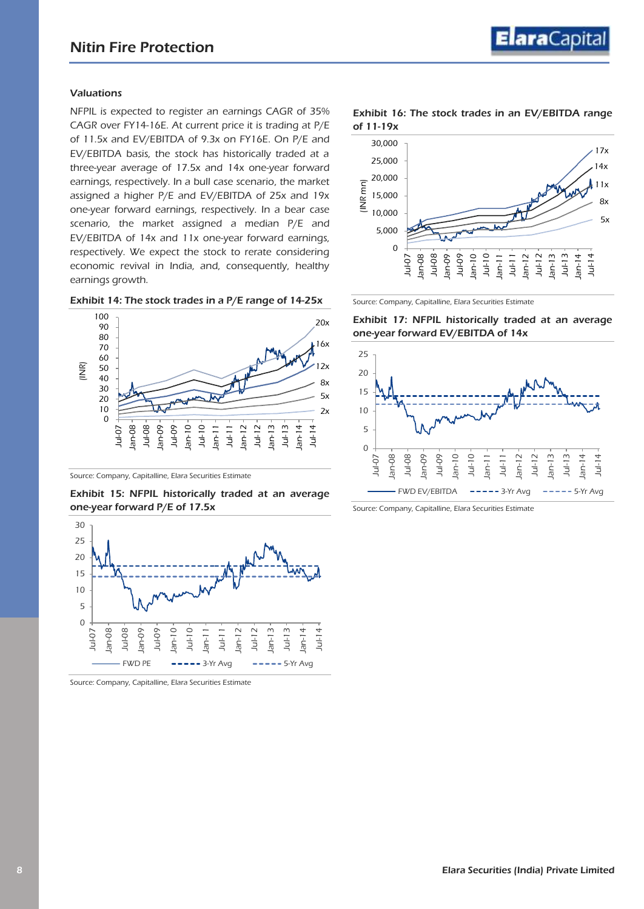### *Valuations*

NFPIL is expected to register an earnings CAGR of 35% CAGR over FY14-16E. At current price it is trading at P/E of 11.5x and EV/EBITDA of 9.3x on FY16E. On P/E and EV/EBITDA basis, the stock has historically traded at a three-year average of 17.5x and 14x one-year forward earnings, respectively. In a bull case scenario, the market assigned a higher P/E and EV/EBITDA of 25x and 19x one-year forward earnings, respectively. In a bear case scenario, the market assigned a median P/E and EV/EBITDA of 14x and 11x one-year forward earnings, respectively. We expect the stock to rerate considering economic revival in India, and, consequently, healthy earnings growth.

**Exhibit 14: The stock trades in a P/E range of 14-25x**

Source: Company, Capitalline, Elara Securities Estimate

**Exhibit 15: NFPIL historically traded at an average one-year forward P/E of 17.5x**

Source: Company, Capitalline, Elara Securities Estimate

**Exhibit 16: The stock trades in an EV/EBITDA range of 11-19x**

Source: Company, Capitalline, Elara Securities Estimate

**Exhibit 17: NFPIL historically traded at an average one-year forward EV/EBITDA of 14x**

Source: Company, Capitalline, Elara Securities Estimate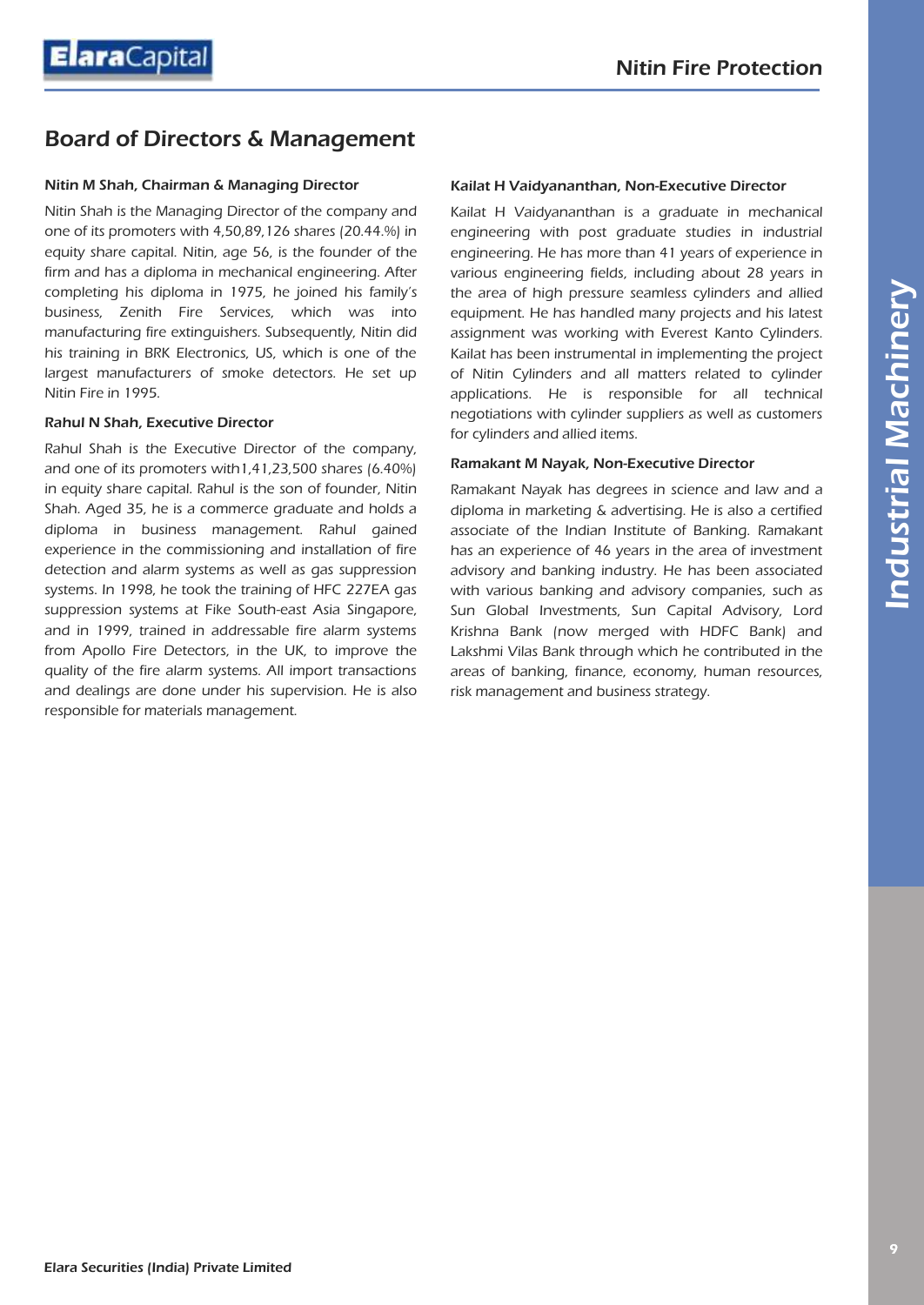## Board of Directors & Management

### Nitin M Shah, Chairman & Managing Director

Nitin Shah is the Managing Director of the company and one of its promoters with 4,50,89,126 shares (20.44.%) in equity share capital. Nitin, age 56, is the founder of the firm and has a diploma in mechanical engineering. After completing his diploma in 1975, he joined his family's business, Zenith Fire Services, which was into manufacturing fire extinguishers. Subsequently, Nitin did his training in BRK Electronics, US, which is one of the largest manufacturers of smoke detectors. He set up Nitin Fire in 1995.

### Rahul N Shah, Executive Director

Rahul Shah is the Executive Director of the company, and one of its promoters with1,41,23,500 shares (6.40%) in equity share capital. Rahul is the son of founder, Nitin Shah. Aged 35, he is a commerce graduate and holds a diploma in business management. Rahul gained experience in the commissioning and installation of fire detection and alarm systems as well as gas suppression systems. In 1998, he took the training of HFC 227EA gas suppression systems at Fike South-east Asia Singapore, and in 1999, trained in addressable fire alarm systems from Apollo Fire Detectors, in the UK, to improve the quality of the fire alarm systems. All import transactions and dealings are done under his supervision. He is also responsible for materials management.

### Kailat H Vaidyananthan, Non-Executive Director

Kailat H Vaidyananthan is a graduate in mechanical engineering with post graduate studies in industrial engineering. He has more than 41 years of experience in various engineering fields, including about 28 years in the area of high pressure seamless cylinders and allied equipment. He has handled many projects and his latest assignment was working with Everest Kanto Cylinders. Kailat has been instrumental in implementing the project of Nitin Cylinders and all matters related to cylinder applications. He is responsible for all technical negotiations with cylinder suppliers as well as customers for cylinders and allied items.

### Ramakant M Nayak, Non-Executive Director

Ramakant Nayak has degrees in science and law and a diploma in marketing & advertising. He is also a certified associate of the Indian Institute of Banking. Ramakant has an experience of 46 years in the area of investment advisory and banking industry. He has been associated with various banking and advisory companies, such as Sun Global Investments, Sun Capital Advisory, Lord Krishna Bank (now merged with HDFC Bank) and Lakshmi Vilas Bank through which he contributed in the areas of banking, finance, economy, human resources, risk management and business strategy.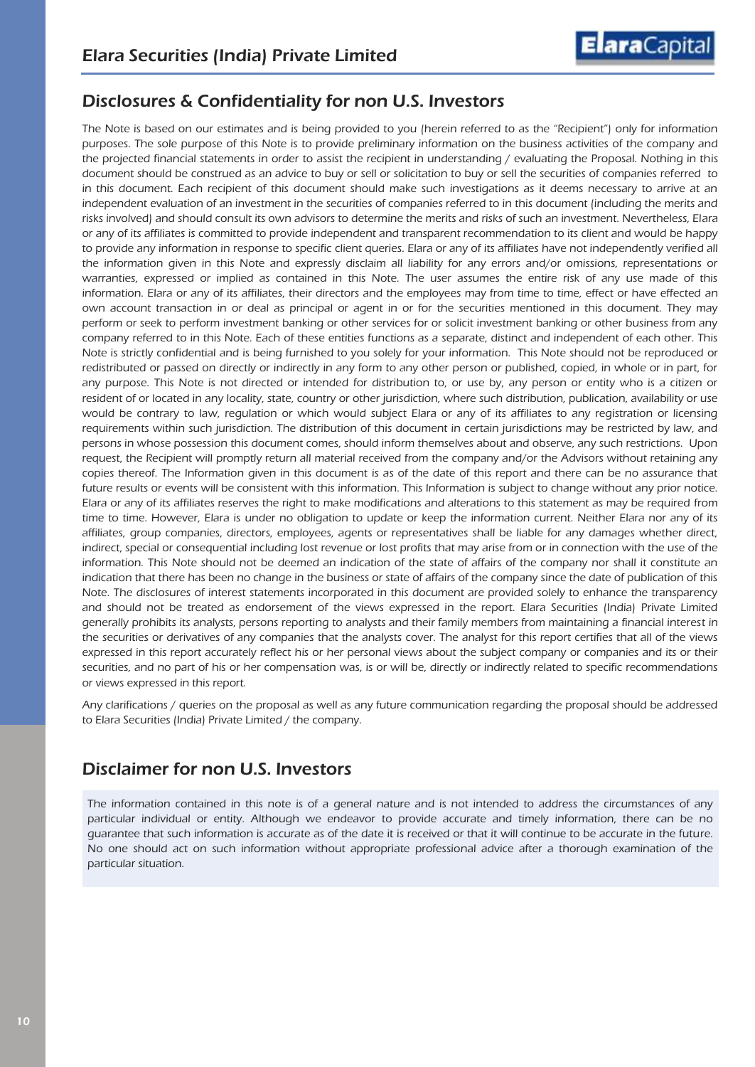## Disclosures & Confidentiality for non U.S. Investors

The Note is based on our estimates and is being provided to you (herein referred to as the "Recipient") only for information purposes. The sole purpose of this Note is to provide preliminary information on the business activities of the company and the projected financial statements in order to assist the recipient in understanding / evaluating the Proposal. Nothing in this document should be construed as an advice to buy or sell or solicitation to buy or sell the securities of companies referred to in this document. Each recipient of this document should make such investigations as it deems necessary to arrive at an independent evaluation of an investment in the securities of companies referred to in this document (including the merits and risks involved) and should consult its own advisors to determine the merits and risks of such an investment. Nevertheless, Elara or any of its affiliates is committed to provide independent and transparent recommendation to its client and would be happy to provide any information in response to specific client queries. Elara or any of its affiliates have not independently verified all the information given in this Note and expressly disclaim all liability for any errors and/or omissions, representations or warranties, expressed or implied as contained in this Note. The user assumes the entire risk of any use made of this information. Elara or any of its affiliates, their directors and the employees may from time to time, effect or have effected an own account transaction in or deal as principal or agent in or for the securities mentioned in this document. They may perform or seek to perform investment banking or other services for or solicit investment banking or other business from any company referred to in this Note. Each of these entities functions as a separate, distinct and independent of each other. This Note is strictly confidential and is being furnished to you solely for your information. This Note should not be reproduced or redistributed or passed on directly or indirectly in any form to any other person or published, copied, in whole or in part, for any purpose. This Note is not directed or intended for distribution to, or use by, any person or entity who is a citizen or resident of or located in any locality, state, country or other jurisdiction, where such distribution, publication, availability or use would be contrary to law, regulation or which would subject Elara or any of its affiliates to any registration or licensing requirements within such jurisdiction. The distribution of this document in certain jurisdictions may be restricted by law, and persons in whose possession this document comes, should inform themselves about and observe, any such restrictions. Upon request, the Recipient will promptly return all material received from the company and/or the Advisors without retaining any copies thereof. The Information given in this document is as of the date of this report and there can be no assurance that future results or events will be consistent with this information. This Information is subject to change without any prior notice. Elara or any of its affiliates reserves the right to make modifications and alterations to this statement as may be required from time to time. However, Elara is under no obligation to update or keep the information current. Neither Elara nor any of its affiliates, group companies, directors, employees, agents or representatives shall be liable for any damages whether direct, indirect, special or consequential including lost revenue or lost profits that may arise from or in connection with the use of the information. This Note should not be deemed an indication of the state of affairs of the company nor shall it constitute an indication that there has been no change in the business or state of affairs of the company since the date of publication of this Note. The disclosures of interest statements incorporated in this document are provided solely to enhance the transparency and should not be treated as endorsement of the views expressed in the report. Elara Securities (India) Private Limited generally prohibits its analysts, persons reporting to analysts and their family members from maintaining a financial interest in the securities or derivatives of any companies that the analysts cover. The analyst for this report certifies that all of the views expressed in this report accurately reflect his or her personal views about the subject company or companies and its or their securities, and no part of his or her compensation was, is or will be, directly or indirectly related to specific recommendations or views expressed in this report.

Any clarifications / queries on the proposal as well as any future communication regarding the proposal should be addressed to Elara Securities (India) Private Limited / the company.

## Disclaimer for non U.S. Investors

The information contained in this note is of a general nature and is not intended to address the circumstances of any particular individual or entity. Although we endeavor to provide accurate and timely information, there can be no guarantee that such information is accurate as of the date it is received or that it will continue to be accurate in the future. No one should act on such information without appropriate professional advice after a thorough examination of the particular situation.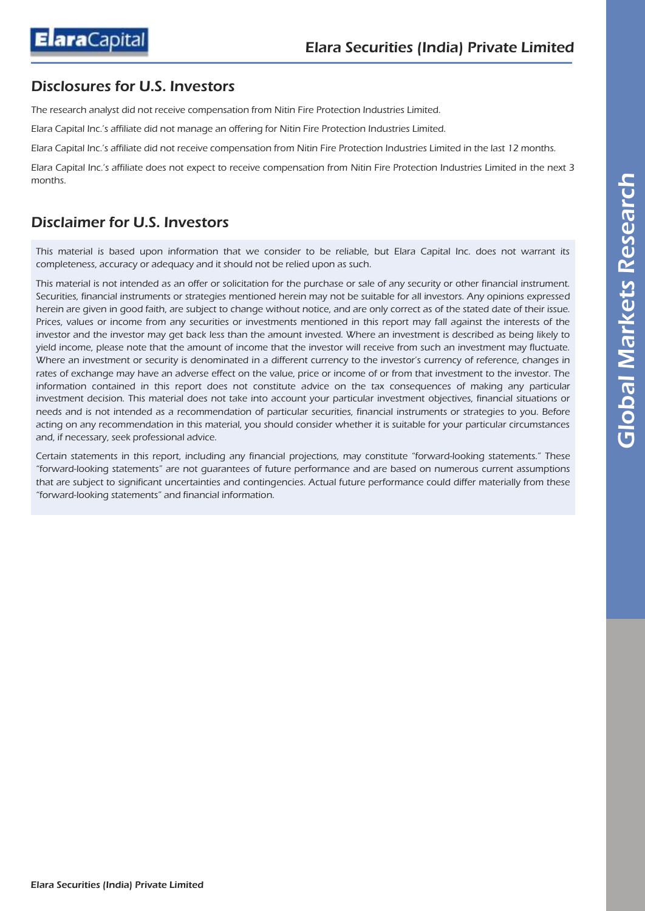## Disclosures for U.S. Investors

The research analyst did not receive compensation from Nitin Fire Protection Industries Limited.

Elara Capital Inc.'s affiliate did not manage an offering for Nitin Fire Protection Industries Limited.

Elara Capital Inc.'s affiliate did not receive compensation from Nitin Fire Protection Industries Limited in the last 12 months.

Elara Capital Inc.'s affiliate does not expect to receive compensation from Nitin Fire Protection Industries Limited in the next 3 months.

## Disclaimer for U.S. Investors

This material is based upon information that we consider to be reliable, but Elara Capital Inc. does not warrant its completeness, accuracy or adequacy and it should not be relied upon as such.

This material is not intended as an offer or solicitation for the purchase or sale of any security or other financial instrument. Securities, financial instruments or strategies mentioned herein may not be suitable for all investors. Any opinions expressed herein are given in good faith, are subject to change without notice, and are only correct as of the stated date of their issue. Prices, values or income from any securities or investments mentioned in this report may fall against the interests of the investor and the investor may get back less than the amount invested. Where an investment is described as being likely to yield income, please note that the amount of income that the investor will receive from such an investment may fluctuate. Where an investment or security is denominated in a different currency to the investor's currency of reference, changes in rates of exchange may have an adverse effect on the value, price or income of or from that investment to the investor. The information contained in this report does not constitute advice on the tax consequences of making any particular investment decision. This material does not take into account your particular investment objectives, financial situations or needs and is not intended as a recommendation of particular securities, financial instruments or strategies to you. Before acting on any recommendation in this material, you should consider whether it is suitable for your particular circumstances and, if necessary, seek professional advice.

Certain statements in this report, including any financial projections, may constitute "forward-looking statements." These "forward-looking statements" are not guarantees of future performance and are based on numerous current assumptions that are subject to significant uncertainties and contingencies. Actual future performance could differ materially from these "forward-looking statements" and financial information.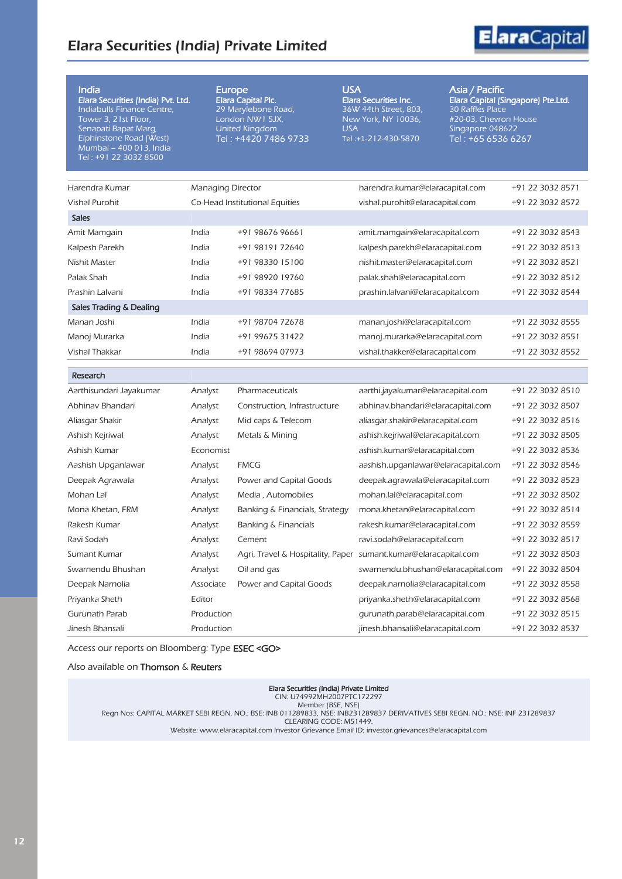# Elara Securities (India) Private Limited

**India**
**Elara Securities (India) Pvt. Ltd.**
Indiabulls Finance Centre,
Tower 3, 21st Floor,
Senapati Bapat Marg,
Elphinstone Road (West)
Mumbai – 400 013, India
Tel : +91 22 3032 8500

**Europe**
**Elara Capital Plc.**
29 Marylebone Road,
London NW1 5JX,
United Kingdom
Tel : +4420 7486 9733

**USA**
**Elara Securities Inc.**
36W 44th Street, 803,
New York, NY 10036,
USA
Tel :+1-212-430-5870

**Asia / Pacific**
**Elara Capital (Singapore) Pte.Ltd.**
30 Raffles Place
#20-03, Chevron House
Singapore 048622
Tel : +65 6536 6267

| | | | | |
|---|---|---|---|---|
| Harendra Kumar | Managing Director | | harendra.kumar@elaracapital.com | +91 22 3032 8571 |
| Vishal Purohit | Co-Head Institutional Equities | | vishal.purohit@elaracapital.com | +91 22 3032 8572 |
| **Sales** | | | | |
| Amit Mamgain | India | +91 98676 96661 | amit.mamgain@elaracapital.com | +91 22 3032 8543 |
| Kalpesh Parekh | India | +91 98191 72640 | kalpesh.parekh@elaracapital.com | +91 22 3032 8513 |
| Nishit Master | India | +91 98330 15100 | nishit.master@elaracapital.com | +91 22 3032 8521 |
| Palak Shah | India | +91 98920 19760 | palak.shah@elaracapital.com | +91 22 3032 8512 |
| Prashin Lalvani | India | +91 98334 77685 | prashin.lalvani@elaracapital.com | +91 22 3032 8544 |
| **Sales Trading & Dealing** | | | | |
| Manan Joshi | India | +91 98704 72678 | manan.joshi@elaracapital.com | +91 22 3032 8555 |
| Manoj Murarka | India | +91 99675 31422 | manoj.murarka@elaracapital.com | +91 22 3032 8551 |
| Vishal Thakkar | India | +91 98694 07973 | vishal.thakker@elaracapital.com | +91 22 3032 8552 |

| | | | | |
|---|---|---|---|---|
| **Research** | | | | |
| Aarthisundari Jayakumar | Analyst | Pharmaceuticals | aarthi.jayakumar@elaracapital.com | +91 22 3032 8510 |
| Abhinav Bhandari | Analyst | Construction, Infrastructure | abhinav.bhandari@elaracapital.com | +91 22 3032 8507 |
| Aliasgar Shakir | Analyst | Mid caps & Telecom | aliasgar.shakir@elaracapital.com | +91 22 3032 8516 |
| Ashish Kejriwal | Analyst | Metals & Mining | ashish.kejriwal@elaracapital.com | +91 22 3032 8505 |
| Ashish Kumar | Economist | | ashish.kumar@elaracapital.com | +91 22 3032 8536 |
| Aashish Upganlawar | Analyst | FMCG | aashish.upganlawar@elaracapital.com | +91 22 3032 8546 |
| Deepak Agrawala | Analyst | Power and Capital Goods | deepak.agrawala@elaracapital.com | +91 22 3032 8523 |
| Mohan Lal | Analyst | Media , Automobiles | mohan.lal@elaracapital.com | +91 22 3032 8502 |
| Mona Khetan, FRM | Analyst | Banking & Financials, Strategy | mona.khetan@elaracapital.com | +91 22 3032 8514 |
| Rakesh Kumar | Analyst | Banking & Financials | rakesh.kumar@elaracapital.com | +91 22 3032 8559 |
| Ravi Sodah | Analyst | Cement | ravi.sodah@elaracapital.com | +91 22 3032 8517 |
| Sumant Kumar | Analyst | Agri, Travel & Hospitality, Paper | sumant.kumar@elaracapital.com | +91 22 3032 8503 |
| Swarnendu Bhushan | Analyst | Oil and gas | swarnendu.bhushan@elaracapital.com | +91 22 3032 8504 |
| Deepak Narnolia | Associate | Power and Capital Goods | deepak.narnolia@elaracapital.com | +91 22 3032 8558 |
| Priyanka Sheth | Editor | | priyanka.sheth@elaracapital.com | +91 22 3032 8568 |
| Gurunath Parab | Production | | gurunath.parab@elaracapital.com | +91 22 3032 8515 |
| Jinesh Bhansali | Production | | jinesh.bhansali@elaracapital.com | +91 22 3032 8537 |

Access our reports on Bloomberg: Type **ESEC <GO>**

Also available on **Thomson** & **Reuters**

**Elara Securities (India) Private Limited**
CIN: U74992MH2007PTC172297
Member (BSE, NSE)
Regn Nos: CAPITAL MARKET SEBI REGN. NO.: BSE: INB 011289833, NSE: INB231289837 DERIVATIVES SEBI REGN. NO.: NSE: INF 231289837
CLEARING CODE: M51449.
Website: www.elaracapital.com Investor Grievance Email ID: investor.grievances@elaracapital.com